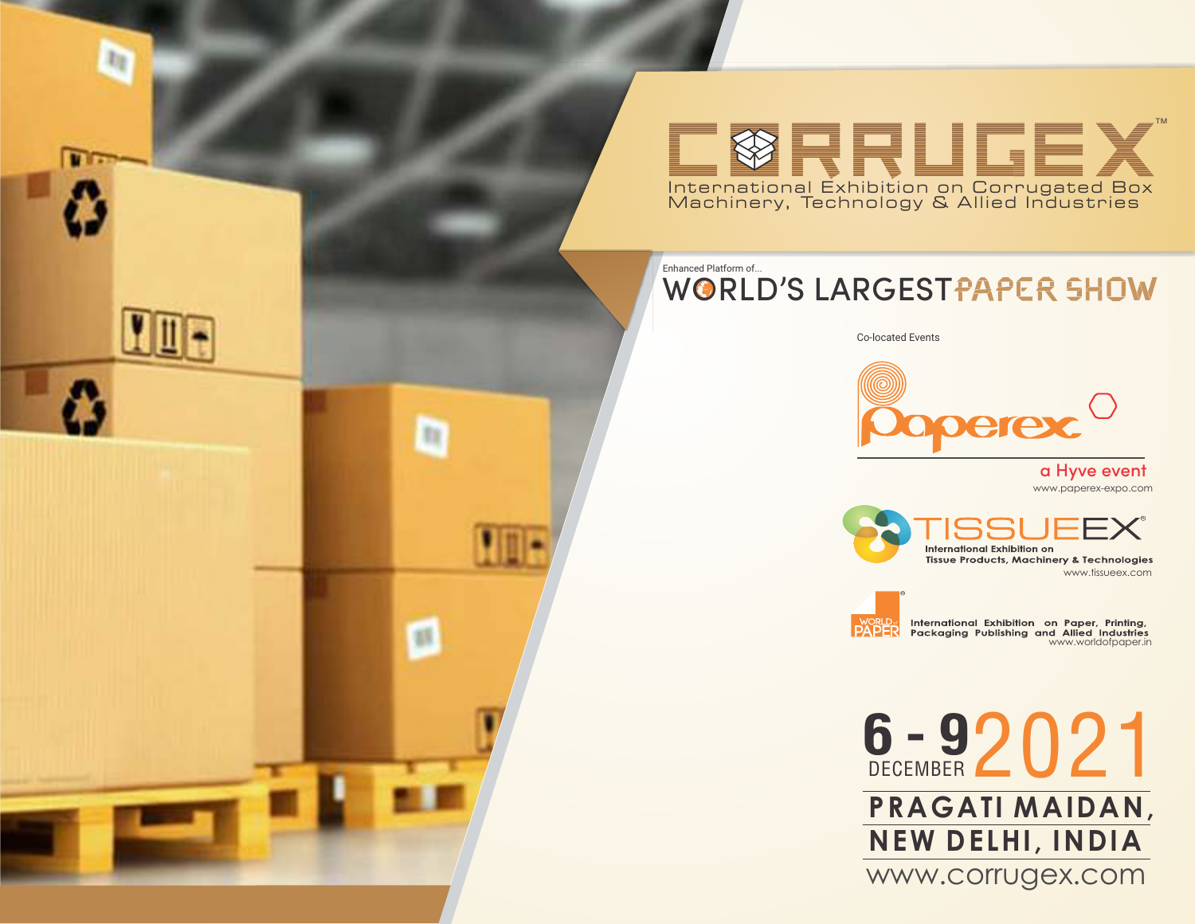# CORRUGEX™

International Exhibition on Corrugated Box Machinery, Technology & Allied Industries

Enhanced Platform of...

## WORLD'S LARGEST PAPER SHOW

Co-located Events

**Paperex**

a Hyve event

www.paperex-expo.com

**TISSUEEX®**

International Exhibition on Tissue Products, Machinery & Technologies

www.tissueex.com

**WORLD of PAPER®**

International Exhibition on Paper, Printing, Packaging Publishing and Allied Industries

www.worldofpaper.in

## 6 - 9 DECEMBER 2021

**PRAGATI MAIDAN, NEW DELHI, INDIA**

www.corrugex.com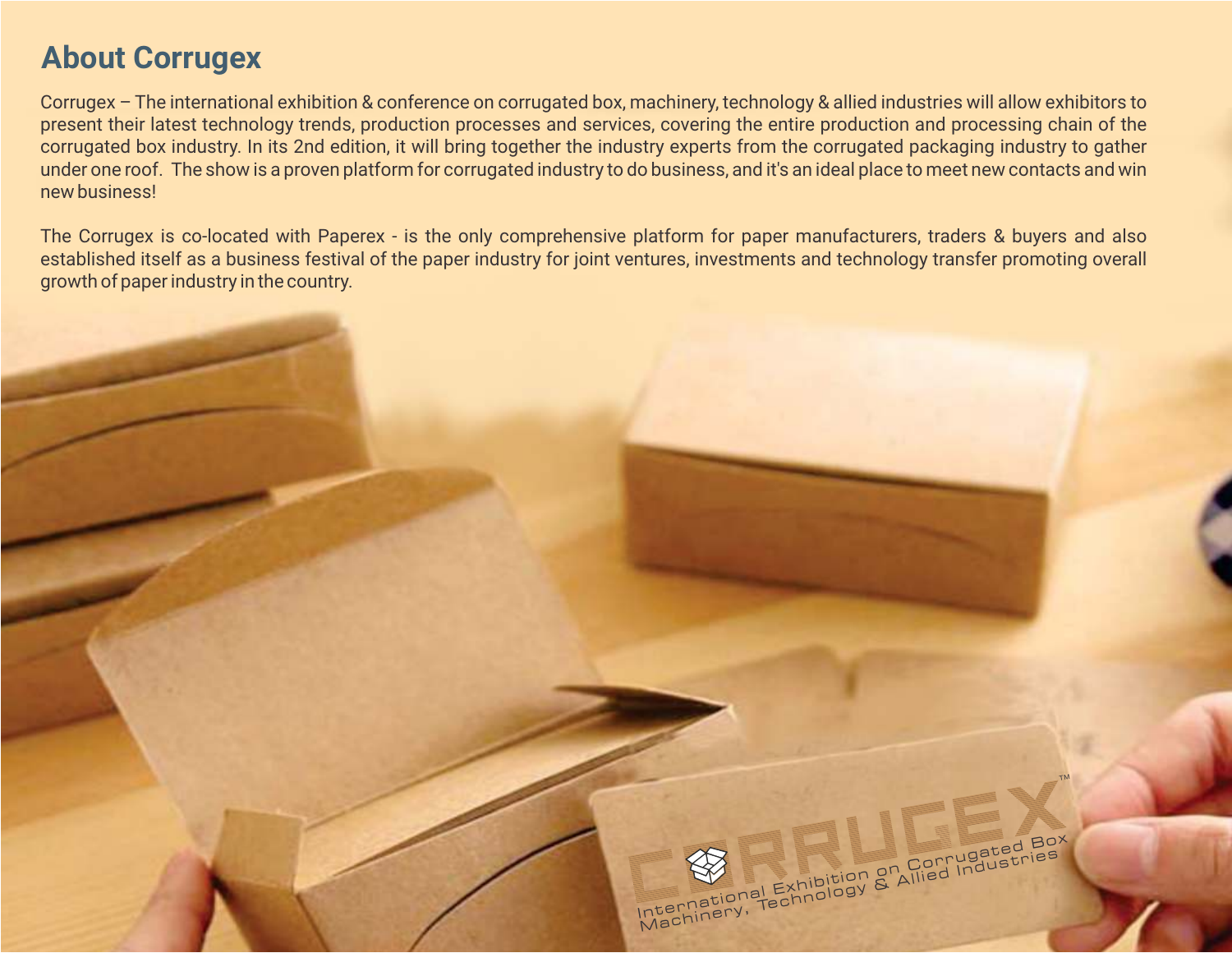## About Corrugex

Corrugex – The international exhibition & conference on corrugated box, machinery, technology & allied industries will allow exhibitors to present their latest technology trends, production processes and services, covering the entire production and processing chain of the corrugated box industry. In its 2nd edition, it will bring together the industry experts from the corrugated packaging industry to gather under one roof. The show is a proven platform for corrugated industry to do business, and it's an ideal place to meet new contacts and win new business!

The Corrugex is co-located with Paperex - is the only comprehensive platform for paper manufacturers, traders & buyers and also established itself as a business festival of the paper industry for joint ventures, investments and technology transfer promoting overall growth of paper industry in the country.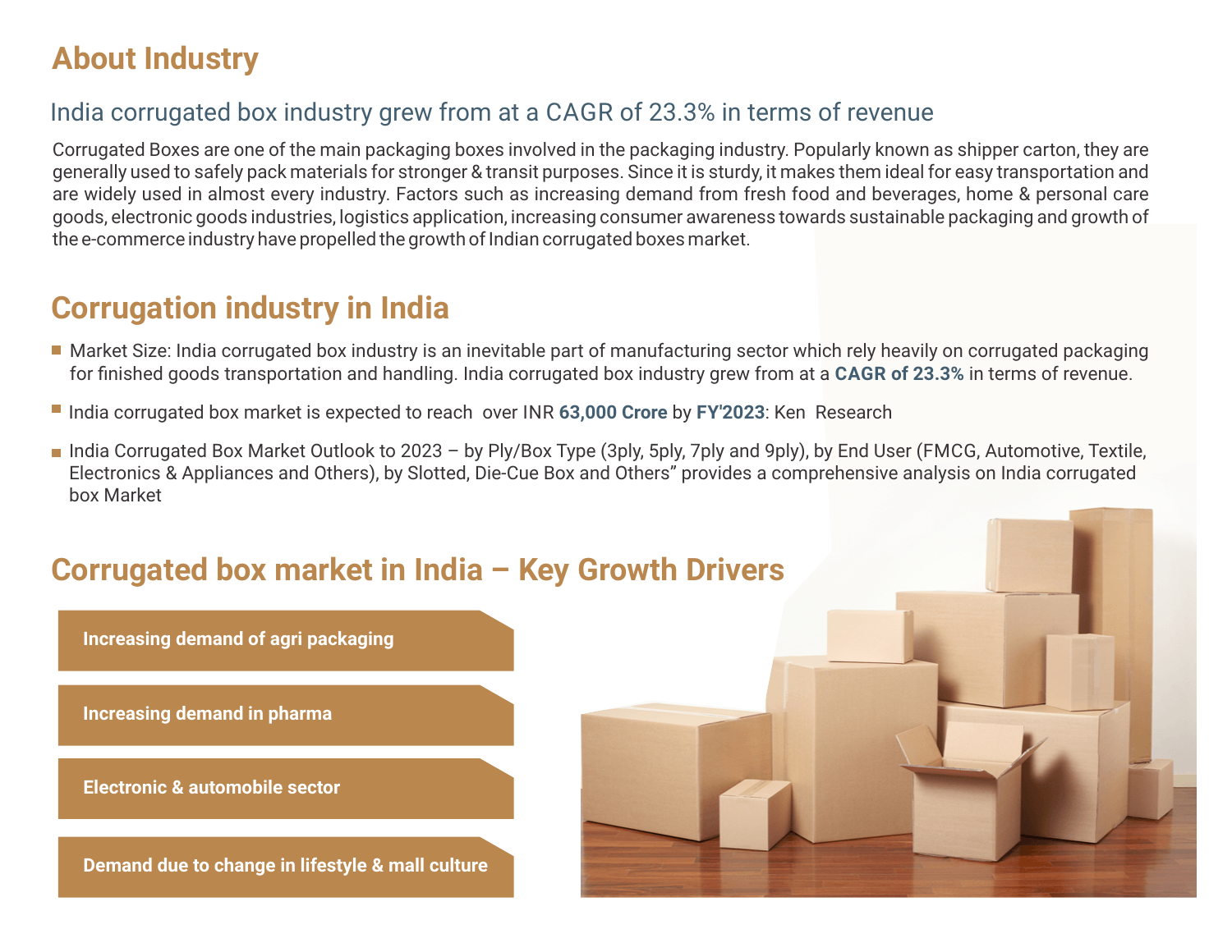## About Industry

### India corrugated box industry grew from at a CAGR of 23.3% in terms of revenue

Corrugated Boxes are one of the main packaging boxes involved in the packaging industry. Popularly known as shipper carton, they are generally used to safely pack materials for stronger & transit purposes. Since it is sturdy, it makes them ideal for easy transportation and are widely used in almost every industry. Factors such as increasing demand from fresh food and beverages, home & personal care goods, electronic goods industries, logistics application, increasing consumer awareness towards sustainable packaging and growth of the e-commerce industry have propelled the growth of Indian corrugated boxes market.

## Corrugation industry in India

- Market Size: India corrugated box industry is an inevitable part of manufacturing sector which rely heavily on corrugated packaging for finished goods transportation and handling. India corrugated box industry grew from at a **CAGR of 23.3%** in terms of revenue.
- India corrugated box market is expected to reach over INR **63,000 Crore** by **FY'2023**: Ken Research
- India Corrugated Box Market Outlook to 2023 – by Ply/Box Type (3ply, 5ply, 7ply and 9ply), by End User (FMCG, Automotive, Textile, Electronics & Appliances and Others), by Slotted, Die-Cue Box and Others" provides a comprehensive analysis on India corrugated box Market

## Corrugated box market in India – Key Growth Drivers

- **Increasing demand of agri packaging**
- **Increasing demand in pharma**
- **Electronic & automobile sector**
- **Demand due to change in lifestyle & mall culture**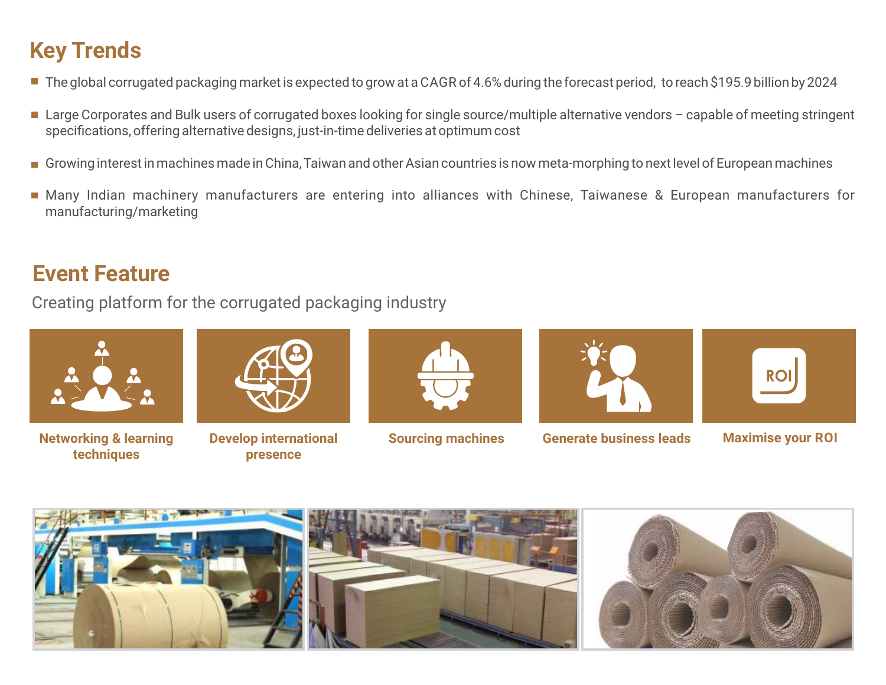## Key Trends

- The global corrugated packaging market is expected to grow at a CAGR of 4.6% during the forecast period, to reach $195.9 billion by 2024
- Large Corporates and Bulk users of corrugated boxes looking for single source/multiple alternative vendors – capable of meeting stringent specifications, offering alternative designs, just-in-time deliveries at optimum cost
- Growing interest in machines made in China, Taiwan and other Asian countries is now meta-morphing to next level of European machines
- Many Indian machinery manufacturers are entering into alliances with Chinese, Taiwanese & European manufacturers for manufacturing/marketing

## Event Feature

Creating platform for the corrugated packaging industry

**Networking & learning techniques**

**Develop international presence**

**Sourcing machines**

**Generate business leads**

**Maximise your ROI**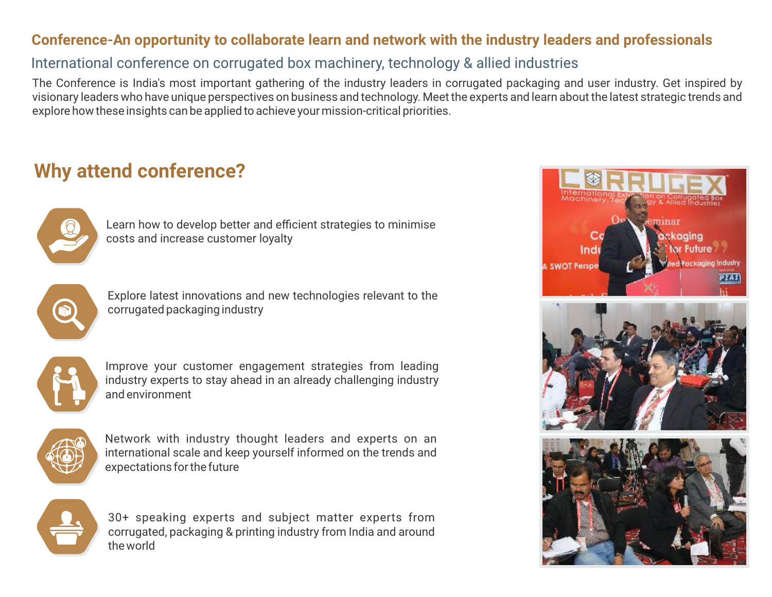## Conference-An opportunity to collaborate learn and network with the industry leaders and professionals

### International conference on corrugated box machinery, technology & allied industries

The Conference is India's most important gathering of the industry leaders in corrugated packaging and user industry. Get inspired by visionary leaders who have unique perspectives on business and technology. Meet the experts and learn about the latest strategic trends and explore how these insights can be applied to achieve your mission-critical priorities.

## Why attend conference?

- Learn how to develop better and efficient strategies to minimise costs and increase customer loyalty
- Explore latest innovations and new technologies relevant to the corrugated packaging industry
- Improve your customer engagement strategies from leading industry experts to stay ahead in an already challenging industry and environment
- Network with industry thought leaders and experts on an international scale and keep yourself informed on the trends and expectations for the future
- 30+ speaking experts and subject matter experts from corrugated, packaging & printing industry from India and around the world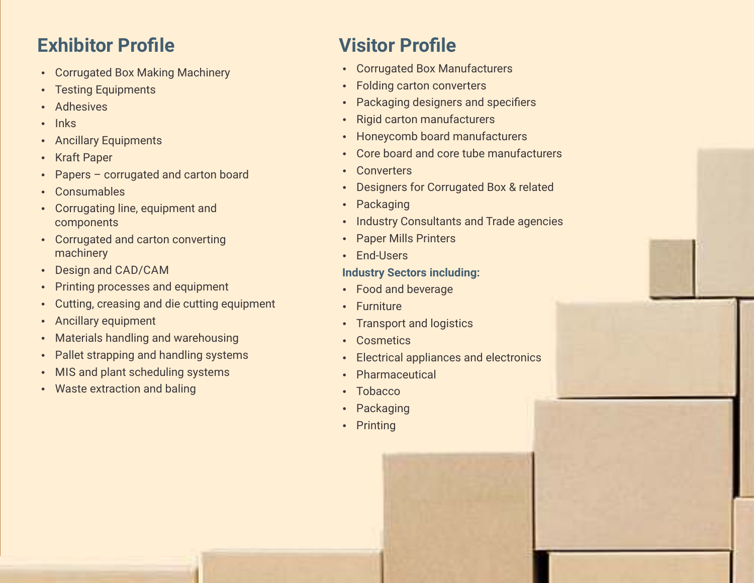## Exhibitor Profile

- Corrugated Box Making Machinery
- Testing Equipments
- Adhesives
- Inks
- Ancillary Equipments
- Kraft Paper
- Papers – corrugated and carton board
- Consumables
- Corrugating line, equipment and components
- Corrugated and carton converting machinery
- Design and CAD/CAM
- Printing processes and equipment
- Cutting, creasing and die cutting equipment
- Ancillary equipment
- Materials handling and warehousing
- Pallet strapping and handling systems
- MIS and plant scheduling systems
- Waste extraction and baling

## Visitor Profile

- Corrugated Box Manufacturers
- Folding carton converters
- Packaging designers and specifiers
- Rigid carton manufacturers
- Honeycomb board manufacturers
- Core board and core tube manufacturers
- Converters
- Designers for Corrugated Box & related
- Packaging
- Industry Consultants and Trade agencies
- Paper Mills Printers
- End-Users

**Industry Sectors including:**

- Food and beverage
- Furniture
- Transport and logistics
- Cosmetics
- Electrical appliances and electronics
- Pharmaceutical
- Tobacco
- Packaging
- Printing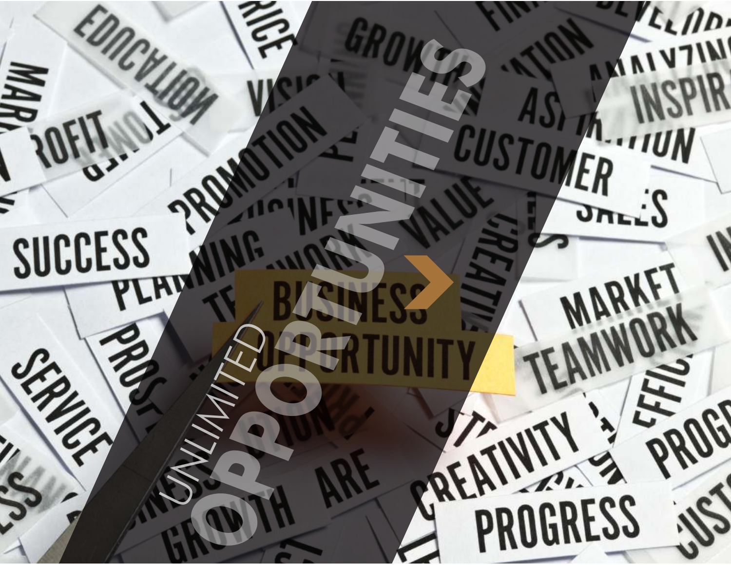UNLIMITED

OPPORTUNITIES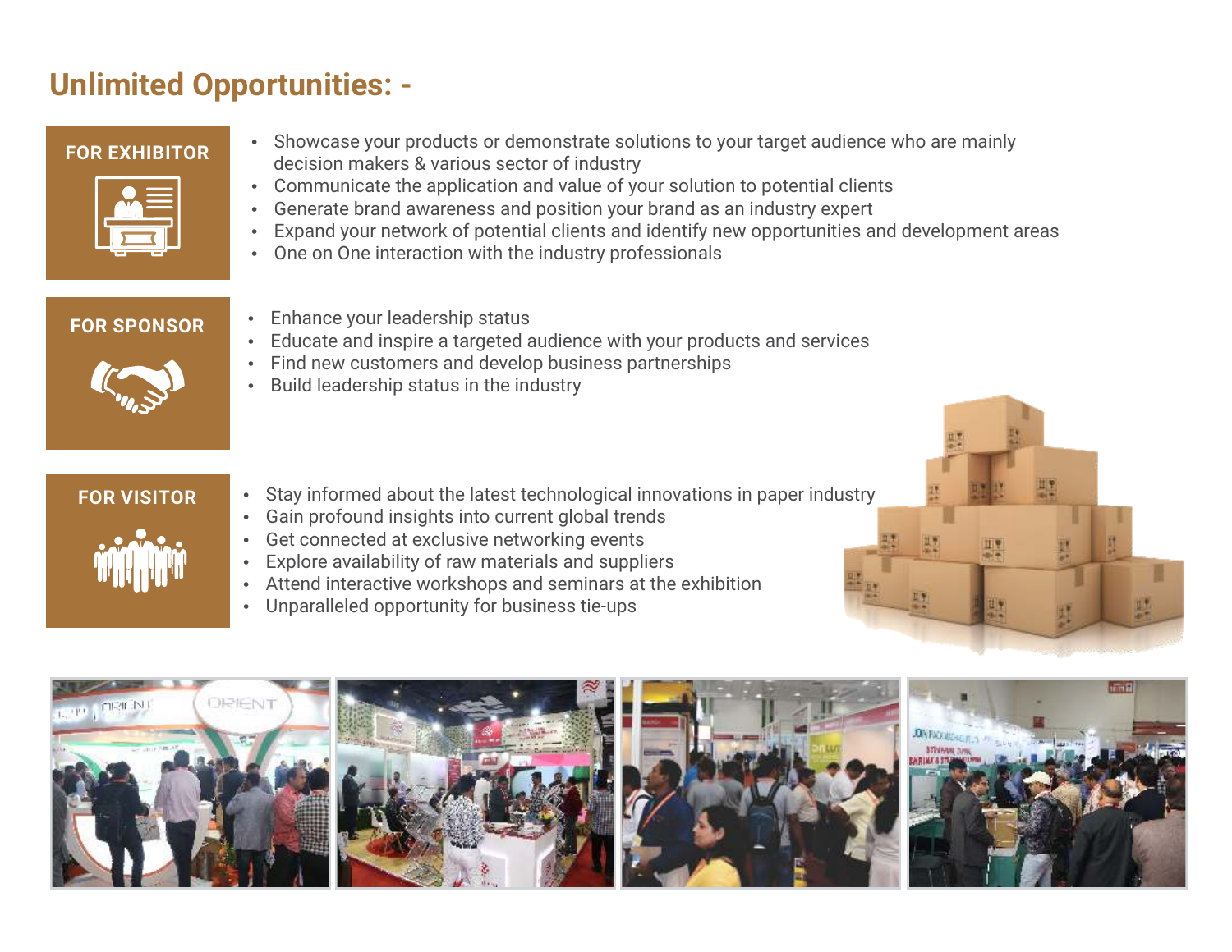## Unlimited Opportunities: -

### FOR EXHIBITOR

- Showcase your products or demonstrate solutions to your target audience who are mainly decision makers & various sector of industry
- Communicate the application and value of your solution to potential clients
- Generate brand awareness and position your brand as an industry expert
- Expand your network of potential clients and identify new opportunities and development areas
- One on One interaction with the industry professionals

### FOR SPONSOR

- Enhance your leadership status
- Educate and inspire a targeted audience with your products and services
- Find new customers and develop business partnerships
- Build leadership status in the industry

### FOR VISITOR

- Stay informed about the latest technological innovations in paper industry
- Gain profound insights into current global trends
- Get connected at exclusive networking events
- Explore availability of raw materials and suppliers
- Attend interactive workshops and seminars at the exhibition
- Unparalleled opportunity for business tie-ups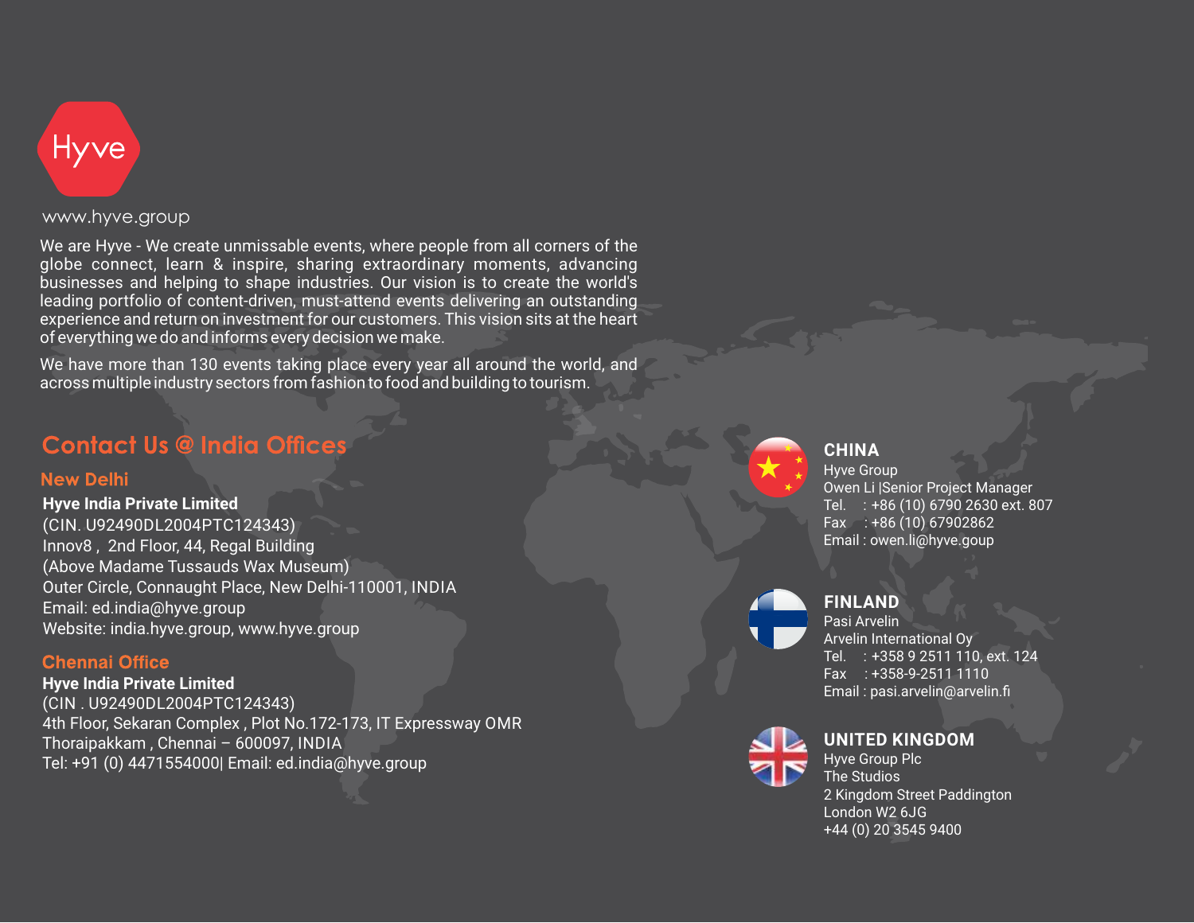Hyve

www.hyve.group

We are Hyve - We create unmissable events, where people from all corners of the globe connect, learn & inspire, sharing extraordinary moments, advancing businesses and helping to shape industries. Our vision is to create the world's leading portfolio of content-driven, must-attend events delivering an outstanding experience and return on investment for our customers. This vision sits at the heart of everything we do and informs every decision we make.

We have more than 130 events taking place every year all around the world, and across multiple industry sectors from fashion to food and building to tourism.

## Contact Us @ India Offices

### New Delhi

**Hyve India Private Limited**
(CIN. U92490DL2004PTC124343)
Innov8 , 2nd Floor, 44, Regal Building
(Above Madame Tussauds Wax Museum)
Outer Circle, Connaught Place, New Delhi-110001, INDIA
Email: ed.india@hyve.group
Website: india.hyve.group, www.hyve.group

### Chennai Office

**Hyve India Private Limited**
(CIN . U92490DL2004PTC124343)
4th Floor, Sekaran Complex , Plot No.172-173, IT Expressway OMR
Thoraipakkam , Chennai – 600097, INDIA
Tel: +91 (0) 4471554000| Email: ed.india@hyve.group

### CHINA

Hyve Group
Owen Li |Senior Project Manager
Tel. : +86 (10) 6790 2630 ext. 807
Fax : +86 (10) 67902862
Email : owen.li@hyve.goup

### FINLAND

Pasi Arvelin
Arvelin International Oy
Tel. : +358 9 2511 110, ext. 124
Fax : +358-9-2511 1110
Email : pasi.arvelin@arvelin.fi

### UNITED KINGDOM

Hyve Group Plc
The Studios
2 Kingdom Street Paddington
London W2 6JG
+44 (0) 20 3545 9400